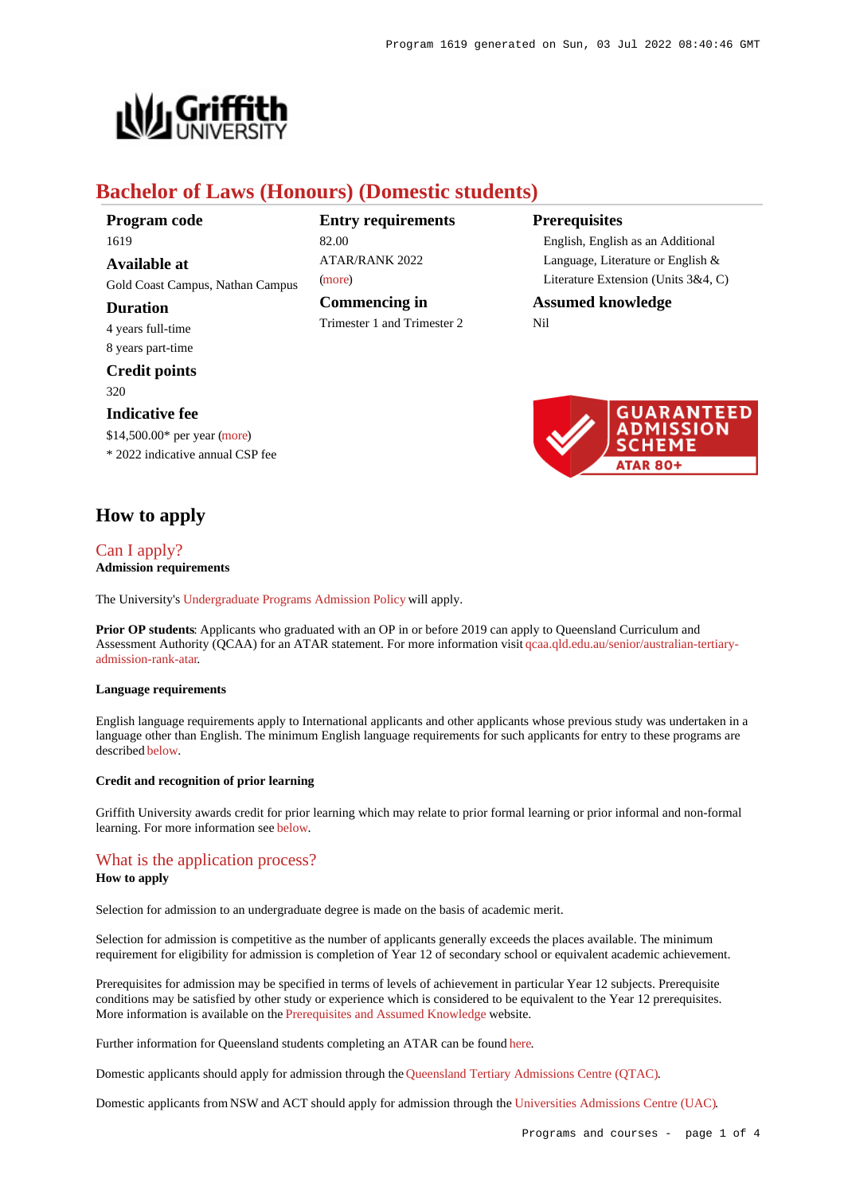# Bachelor of Laws (Honours) (Domestic students)

**Program code**
1619

**Available at**
Gold Coast Campus, Nathan Campus

**Duration**
4 years full-time
8 years part-time

**Credit points**
320

**Indicative fee**
$14,500.00* per year (more)
* 2022 indicative annual CSP fee

**Entry requirements**
82.00
ATAR/RANK 2022
(more)

**Commencing in**
Trimester 1 and Trimester 2

**Prerequisites**
English, English as an Additional Language, Literature or English & Literature Extension (Units 3&4, C)

**Assumed knowledge**
Nil

GUARANTEED ADMISSION SCHEME
ATAR 80+

## How to apply

### Can I apply?

**Admission requirements**

The University's Undergraduate Programs Admission Policy will apply.

**Prior OP students**: Applicants who graduated with an OP in or before 2019 can apply to Queensland Curriculum and Assessment Authority (QCAA) for an ATAR statement. For more information visit qcaa.qld.edu.au/senior/australian-tertiary-admission-rank-atar.

#### Language requirements

English language requirements apply to International applicants and other applicants whose previous study was undertaken in a language other than English. The minimum English language requirements for such applicants for entry to these programs are described below.

#### Credit and recognition of prior learning

Griffith University awards credit for prior learning which may relate to prior formal learning or prior informal and non-formal learning. For more information see below.

### What is the application process?

**How to apply**

Selection for admission to an undergraduate degree is made on the basis of academic merit.

Selection for admission is competitive as the number of applicants generally exceeds the places available. The minimum requirement for eligibility for admission is completion of Year 12 of secondary school or equivalent academic achievement.

Prerequisites for admission may be specified in terms of levels of achievement in particular Year 12 subjects. Prerequisite conditions may be satisfied by other study or experience which is considered to be equivalent to the Year 12 prerequisites. More information is available on the Prerequisites and Assumed Knowledge website.

Further information for Queensland students completing an ATAR can be found here.

Domestic applicants should apply for admission through the Queensland Tertiary Admissions Centre (QTAC).

Domestic applicants from NSW and ACT should apply for admission through the Universities Admissions Centre (UAC).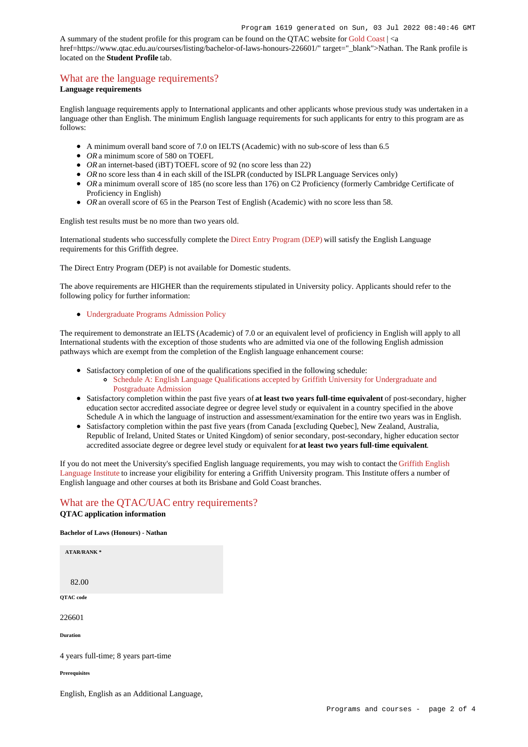A summary of the student profile for this program can be found on the QTAC website for Gold Coast | <a href=https://www.qtac.edu.au/courses/listing/bachelor-of-laws-honours-226601/" target="_blank">Nathan. The Rank profile is located on the **Student Profile** tab.

## What are the language requirements?

**Language requirements**

English language requirements apply to International applicants and other applicants whose previous study was undertaken in a language other than English. The minimum English language requirements for such applicants for entry to this program are as follows:

- A minimum overall band score of 7.0 on IELTS (Academic) with no sub-score of less than 6.5
- *OR* a minimum score of 580 on TOEFL
- *OR* an internet-based (iBT) TOEFL score of 92 (no score less than 22)
- *OR* no score less than 4 in each skill of the ISLPR (conducted by ISLPR Language Services only)
- *OR* a minimum overall score of 185 (no score less than 176) on C2 Proficiency (formerly Cambridge Certificate of Proficiency in English)
- *OR* an overall score of 65 in the Pearson Test of English (Academic) with no score less than 58.

English test results must be no more than two years old.

International students who successfully complete the Direct Entry Program (DEP) will satisfy the English Language requirements for this Griffith degree.

The Direct Entry Program (DEP) is not available for Domestic students.

The above requirements are HIGHER than the requirements stipulated in University policy. Applicants should refer to the following policy for further information:

- Undergraduate Programs Admission Policy

The requirement to demonstrate an IELTS (Academic) of 7.0 or an equivalent level of proficiency in English will apply to all International students with the exception of those students who are admitted via one of the following English admission pathways which are exempt from the completion of the English language enhancement course:

- Satisfactory completion of one of the qualifications specified in the following schedule:
  - Schedule A: English Language Qualifications accepted by Griffith University for Undergraduate and Postgraduate Admission
- Satisfactory completion within the past five years of **at least two years full-time equivalent** of post-secondary, higher education sector accredited associate degree or degree level study or equivalent in a country specified in the above Schedule A in which the language of instruction and assessment/examination for the entire two years was in English.
- Satisfactory completion within the past five years (from Canada [excluding Quebec], New Zealand, Australia, Republic of Ireland, United States or United Kingdom) of senior secondary, post-secondary, higher education sector accredited associate degree or degree level study or equivalent for **at least two years full-time equivalent**.

If you do not meet the University's specified English language requirements, you may wish to contact the Griffith English Language Institute to increase your eligibility for entering a Griffith University program. This Institute offers a number of English language and other courses at both its Brisbane and Gold Coast branches.

## What are the QTAC/UAC entry requirements?

**QTAC application information**

**Bachelor of Laws (Honours) - Nathan**

**ATAR/RANK \***

82.00

**QTAC code**

226601

**Duration**

4 years full-time; 8 years part-time

**Prerequisites**

English, English as an Additional Language,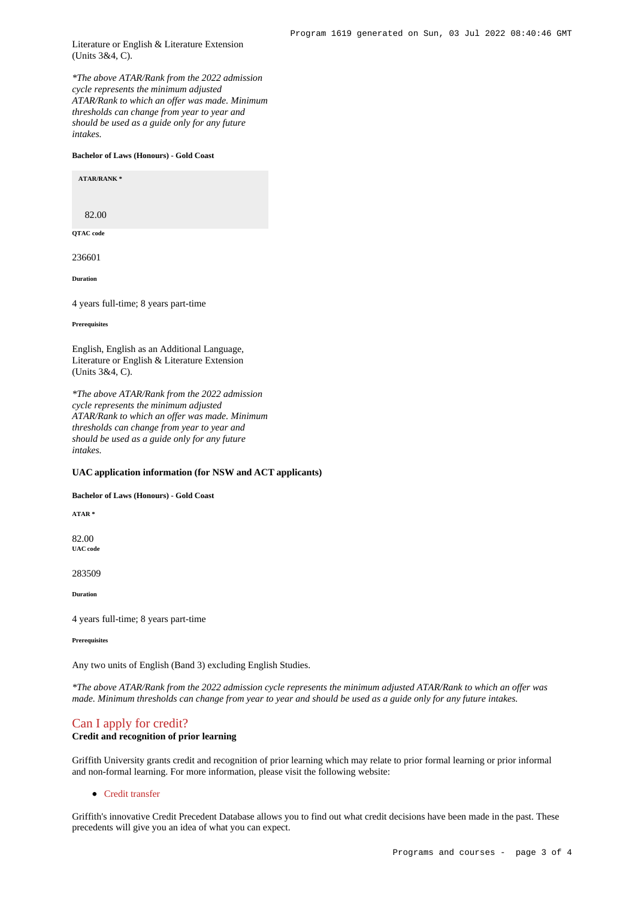Literature or English & Literature Extension (Units 3&4, C).

*\*The above ATAR/Rank from the 2022 admission cycle represents the minimum adjusted ATAR/Rank to which an offer was made. Minimum thresholds can change from year to year and should be used as a guide only for any future intakes.*

##### Bachelor of Laws (Honours) - Gold Coast

###### ATAR/RANK *

82.00

###### QTAC code

236601

###### Duration

4 years full-time; 8 years part-time

###### Prerequisites

English, English as an Additional Language, Literature or English & Literature Extension (Units 3&4, C).

*\*The above ATAR/Rank from the 2022 admission cycle represents the minimum adjusted ATAR/Rank to which an offer was made. Minimum thresholds can change from year to year and should be used as a guide only for any future intakes.*

#### UAC application information (for NSW and ACT applicants)

##### Bachelor of Laws (Honours) - Gold Coast

###### ATAR *

82.00

###### UAC code

283509

###### Duration

4 years full-time; 8 years part-time

###### Prerequisites

Any two units of English (Band 3) excluding English Studies.

*\*The above ATAR/Rank from the 2022 admission cycle represents the minimum adjusted ATAR/Rank to which an offer was made. Minimum thresholds can change from year to year and should be used as a guide only for any future intakes.*

## Can I apply for credit?

**Credit and recognition of prior learning**

Griffith University grants credit and recognition of prior learning which may relate to prior formal learning or prior informal and non-formal learning. For more information, please visit the following website:

- Credit transfer

Griffith's innovative Credit Precedent Database allows you to find out what credit decisions have been made in the past. These precedents will give you an idea of what you can expect.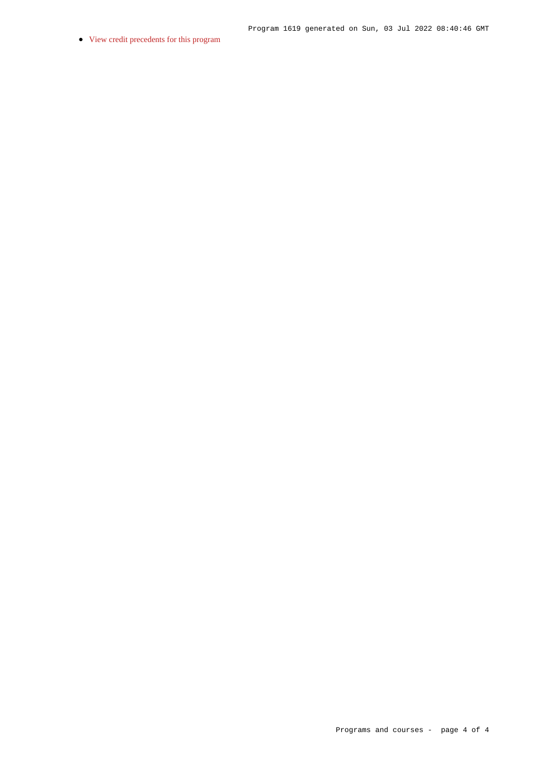- View credit precedents for this program

Program 1619 generated on Sun, 03 Jul 2022 08:40:46 GMT